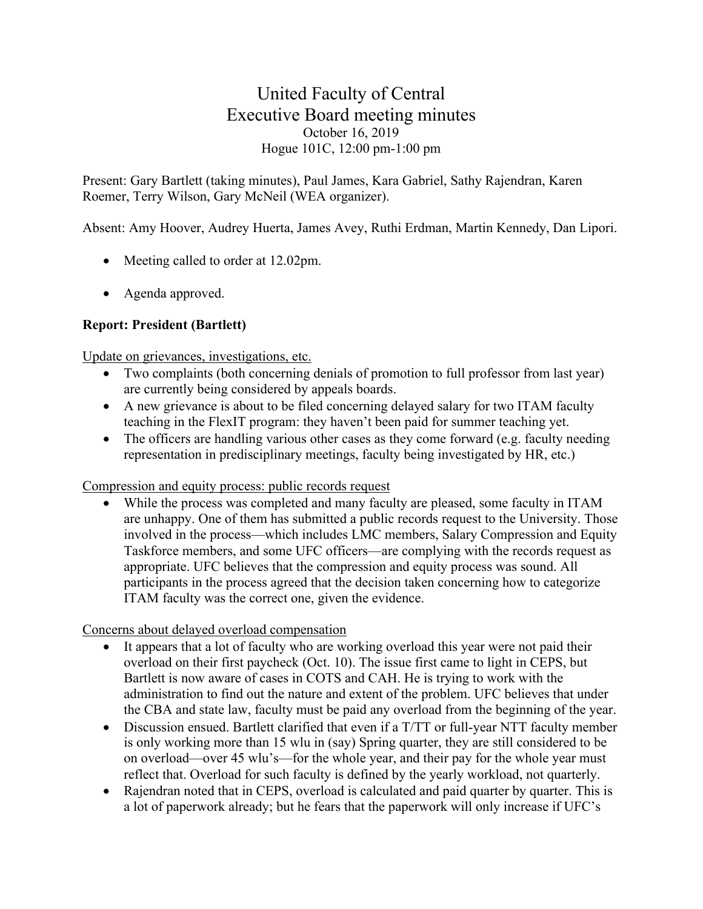# United Faculty of Central
## Executive Board meeting minutes

October 16, 2019
Hogue 101C, 12:00 pm-1:00 pm

Present: Gary Bartlett (taking minutes), Paul James, Kara Gabriel, Sathy Rajendran, Karen Roemer, Terry Wilson, Gary McNeil (WEA organizer).

Absent: Amy Hoover, Audrey Huerta, James Avey, Ruthi Erdman, Martin Kennedy, Dan Lipori.

- Meeting called to order at 12.02pm.
- Agenda approved.

**Report: President (Bartlett)**

Update on grievances, investigations, etc.

- Two complaints (both concerning denials of promotion to full professor from last year) are currently being considered by appeals boards.
- A new grievance is about to be filed concerning delayed salary for two ITAM faculty teaching in the FlexIT program: they haven't been paid for summer teaching yet.
- The officers are handling various other cases as they come forward (e.g. faculty needing representation in predisciplinary meetings, faculty being investigated by HR, etc.)

Compression and equity process: public records request

- While the process was completed and many faculty are pleased, some faculty in ITAM are unhappy. One of them has submitted a public records request to the University. Those involved in the process—which includes LMC members, Salary Compression and Equity Taskforce members, and some UFC officers—are complying with the records request as appropriate. UFC believes that the compression and equity process was sound. All participants in the process agreed that the decision taken concerning how to categorize ITAM faculty was the correct one, given the evidence.

Concerns about delayed overload compensation

- It appears that a lot of faculty who are working overload this year were not paid their overload on their first paycheck (Oct. 10). The issue first came to light in CEPS, but Bartlett is now aware of cases in COTS and CAH. He is trying to work with the administration to find out the nature and extent of the problem. UFC believes that under the CBA and state law, faculty must be paid any overload from the beginning of the year.
- Discussion ensued. Bartlett clarified that even if a T/TT or full-year NTT faculty member is only working more than 15 wlu in (say) Spring quarter, they are still considered to be on overload—over 45 wlu's—for the whole year, and their pay for the whole year must reflect that. Overload for such faculty is defined by the yearly workload, not quarterly.
- Rajendran noted that in CEPS, overload is calculated and paid quarter by quarter. This is a lot of paperwork already; but he fears that the paperwork will only increase if UFC's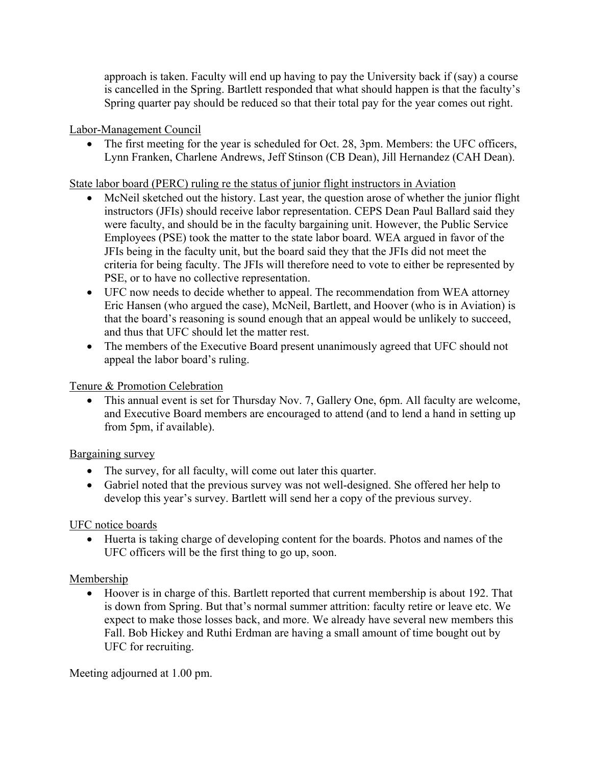approach is taken. Faculty will end up having to pay the University back if (say) a course is cancelled in the Spring. Bartlett responded that what should happen is that the faculty's Spring quarter pay should be reduced so that their total pay for the year comes out right.

<u>Labor-Management Council</u>

- The first meeting for the year is scheduled for Oct. 28, 3pm. Members: the UFC officers, Lynn Franken, Charlene Andrews, Jeff Stinson (CB Dean), Jill Hernandez (CAH Dean).

<u>State labor board (PERC) ruling re the status of junior flight instructors in Aviation</u>

- McNeil sketched out the history. Last year, the question arose of whether the junior flight instructors (JFIs) should receive labor representation. CEPS Dean Paul Ballard said they were faculty, and should be in the faculty bargaining unit. However, the Public Service Employees (PSE) took the matter to the state labor board. WEA argued in favor of the JFIs being in the faculty unit, but the board said they that the JFIs did not meet the criteria for being faculty. The JFIs will therefore need to vote to either be represented by PSE, or to have no collective representation.
- UFC now needs to decide whether to appeal. The recommendation from WEA attorney Eric Hansen (who argued the case), McNeil, Bartlett, and Hoover (who is in Aviation) is that the board's reasoning is sound enough that an appeal would be unlikely to succeed, and thus that UFC should let the matter rest.
- The members of the Executive Board present unanimously agreed that UFC should not appeal the labor board's ruling.

<u>Tenure & Promotion Celebration</u>

- This annual event is set for Thursday Nov. 7, Gallery One, 6pm. All faculty are welcome, and Executive Board members are encouraged to attend (and to lend a hand in setting up from 5pm, if available).

<u>Bargaining survey</u>

- The survey, for all faculty, will come out later this quarter.
- Gabriel noted that the previous survey was not well-designed. She offered her help to develop this year's survey. Bartlett will send her a copy of the previous survey.

<u>UFC notice boards</u>

- Huerta is taking charge of developing content for the boards. Photos and names of the UFC officers will be the first thing to go up, soon.

<u>Membership</u>

- Hoover is in charge of this. Bartlett reported that current membership is about 192. That is down from Spring. But that's normal summer attrition: faculty retire or leave etc. We expect to make those losses back, and more. We already have several new members this Fall. Bob Hickey and Ruthi Erdman are having a small amount of time bought out by UFC for recruiting.

Meeting adjourned at 1.00 pm.